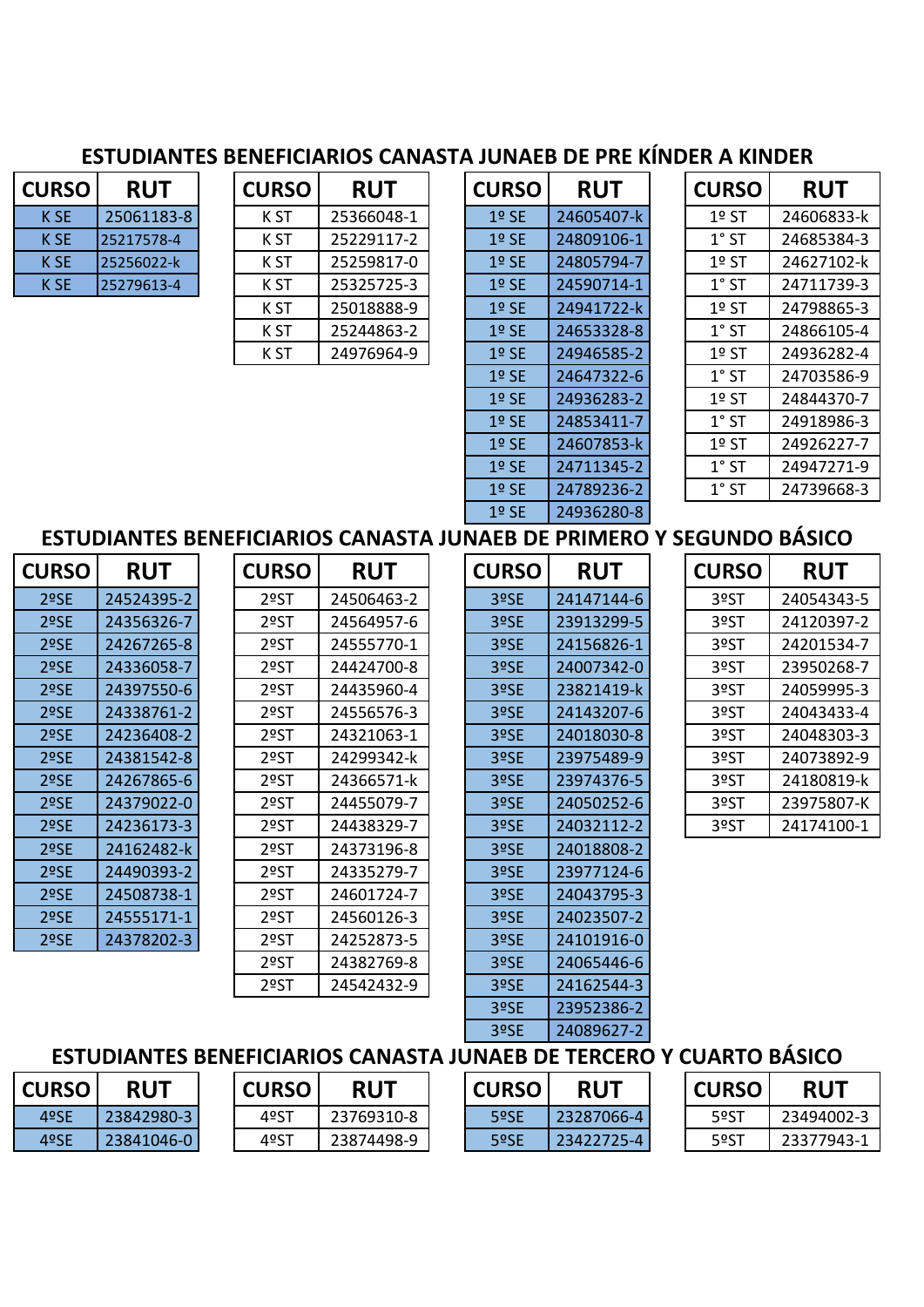## ESTUDIANTES BENEFICIARIOS CANASTA JUNAEB DE PRE KÍNDER A KINDER

| CURSO | RUT |
|---|---|
| K SE | 25061183-8 |
| K SE | 25217578-4 |
| K SE | 25256022-k |
| K SE | 25279613-4 |

| CURSO | RUT |
|---|---|
| K ST | 25366048-1 |
| K ST | 25229117-2 |
| K ST | 25259817-0 |
| K ST | 25325725-3 |
| K ST | 25018888-9 |
| K ST | 25244863-2 |
| K ST | 24976964-9 |

| CURSO | RUT |
|---|---|
| 1º SE | 24605407-k |
| 1º SE | 24809106-1 |
| 1º SE | 24805794-7 |
| 1º SE | 24590714-1 |
| 1º SE | 24941722-k |
| 1º SE | 24653328-8 |
| 1º SE | 24946585-2 |
| 1º SE | 24647322-6 |
| 1º SE | 24936283-2 |
| 1º SE | 24853411-7 |
| 1º SE | 24607853-k |
| 1º SE | 24711345-2 |
| 1º SE | 24789236-2 |
| 1º SE | 24936280-8 |

| CURSO | RUT |
|---|---|
| 1º ST | 24606833-k |
| 1° ST | 24685384-3 |
| 1º ST | 24627102-k |
| 1° ST | 24711739-3 |
| 1º ST | 24798865-3 |
| 1° ST | 24866105-4 |
| 1º ST | 24936282-4 |
| 1° ST | 24703586-9 |
| 1º ST | 24844370-7 |
| 1° ST | 24918986-3 |
| 1º ST | 24926227-7 |
| 1° ST | 24947271-9 |
| 1° ST | 24739668-3 |

## ESTUDIANTES BENEFICIARIOS CANASTA JUNAEB DE PRIMERO Y SEGUNDO BÁSICO

| CURSO | RUT |
|---|---|
| 2ºSE | 24524395-2 |
| 2ºSE | 24356326-7 |
| 2ºSE | 24267265-8 |
| 2ºSE | 24336058-7 |
| 2ºSE | 24397550-6 |
| 2ºSE | 24338761-2 |
| 2ºSE | 24236408-2 |
| 2ºSE | 24381542-8 |
| 2ºSE | 24267865-6 |
| 2ºSE | 24379022-0 |
| 2ºSE | 24236173-3 |
| 2ºSE | 24162482-k |
| 2ºSE | 24490393-2 |
| 2ºSE | 24508738-1 |
| 2ºSE | 24555171-1 |
| 2ºSE | 24378202-3 |

| CURSO | RUT |
|---|---|
| 2ºST | 24506463-2 |
| 2ºST | 24564957-6 |
| 2ºST | 24555770-1 |
| 2ºST | 24424700-8 |
| 2ºST | 24435960-4 |
| 2ºST | 24556576-3 |
| 2ºST | 24321063-1 |
| 2ºST | 24299342-k |
| 2ºST | 24366571-k |
| 2ºST | 24455079-7 |
| 2ºST | 24438329-7 |
| 2ºST | 24373196-8 |
| 2ºST | 24335279-7 |
| 2ºST | 24601724-7 |
| 2ºST | 24560126-3 |
| 2ºST | 24252873-5 |
| 2ºST | 24382769-8 |
| 2ºST | 24542432-9 |

| CURSO | RUT |
|---|---|
| 3ºSE | 24147144-6 |
| 3ºSE | 23913299-5 |
| 3ºSE | 24156826-1 |
| 3ºSE | 24007342-0 |
| 3ºSE | 23821419-k |
| 3ºSE | 24143207-6 |
| 3ºSE | 24018030-8 |
| 3ºSE | 23975489-9 |
| 3ºSE | 23974376-5 |
| 3ºSE | 24050252-6 |
| 3ºSE | 24032112-2 |
| 3ºSE | 24018808-2 |
| 3ºSE | 23977124-6 |
| 3ºSE | 24043795-3 |
| 3ºSE | 24023507-2 |
| 3ºSE | 24101916-0 |
| 3ºSE | 24065446-6 |
| 3ºSE | 24162544-3 |
| 3ºSE | 23952386-2 |
| 3ºSE | 24089627-2 |

| CURSO | RUT |
|---|---|
| 3ºST | 24054343-5 |
| 3ºST | 24120397-2 |
| 3ºST | 24201534-7 |
| 3ºST | 23950268-7 |
| 3ºST | 24059995-3 |
| 3ºST | 24043433-4 |
| 3ºST | 24048303-3 |
| 3ºST | 24073892-9 |
| 3ºST | 24180819-k |
| 3ºST | 23975807-K |
| 3ºST | 24174100-1 |

## ESTUDIANTES BENEFICIARIOS CANASTA JUNAEB DE TERCERO Y CUARTO BÁSICO

| CURSO | RUT |
|---|---|
| 4ºSE | 23842980-3 |
| 4ºSE | 23841046-0 |

| CURSO | RUT |
|---|---|
| 4ºST | 23769310-8 |
| 4ºST | 23874498-9 |

| CURSO | RUT |
|---|---|
| 5ºSE | 23287066-4 |
| 5ºSE | 23422725-4 |

| CURSO | RUT |
|---|---|
| 5ºST | 23494002-3 |
| 5ºST | 23377943-1 |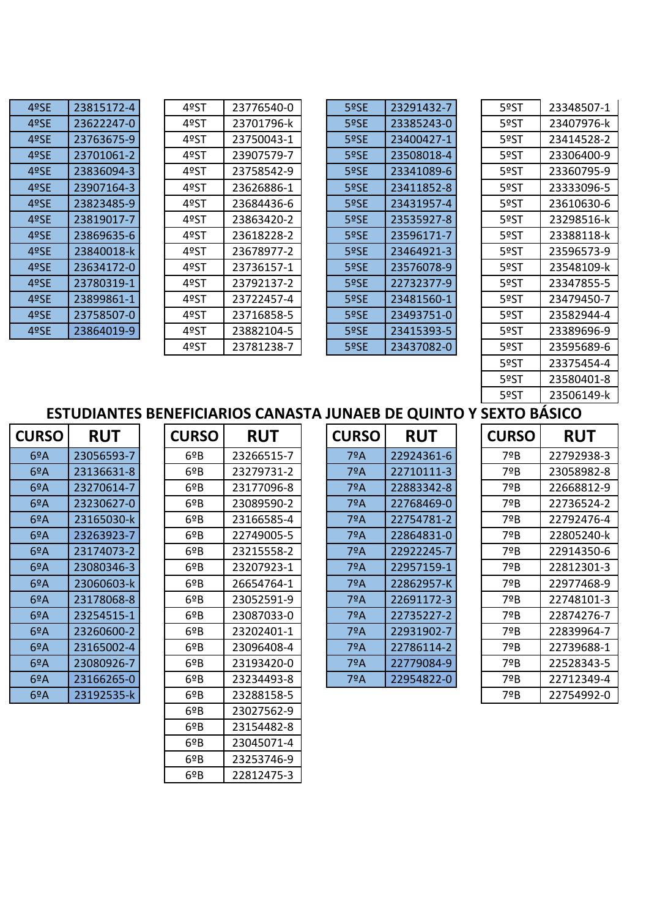| | |
|---|---|
| 4ºSE | 23815172-4 |
| 4ºSE | 23622247-0 |
| 4ºSE | 23763675-9 |
| 4ºSE | 23701061-2 |
| 4ºSE | 23836094-3 |
| 4ºSE | 23907164-3 |
| 4ºSE | 23823485-9 |
| 4ºSE | 23819017-7 |
| 4ºSE | 23869635-6 |
| 4ºSE | 23840018-k |
| 4ºSE | 23634172-0 |
| 4ºSE | 23780319-1 |
| 4ºSE | 23899861-1 |
| 4ºSE | 23758507-0 |
| 4ºSE | 23864019-9 |

| | |
|---|---|
| 4ºST | 23776540-0 |
| 4ºST | 23701796-k |
| 4ºST | 23750043-1 |
| 4ºST | 23907579-7 |
| 4ºST | 23758542-9 |
| 4ºST | 23626886-1 |
| 4ºST | 23684436-6 |
| 4ºST | 23863420-2 |
| 4ºST | 23618228-2 |
| 4ºST | 23678977-2 |
| 4ºST | 23736157-1 |
| 4ºST | 23792137-2 |
| 4ºST | 23722457-4 |
| 4ºST | 23716858-5 |
| 4ºST | 23882104-5 |
| 4ºST | 23781238-7 |

| | |
|---|---|
| 5ºSE | 23291432-7 |
| 5ºSE | 23385243-0 |
| 5ºSE | 23400427-1 |
| 5ºSE | 23508018-4 |
| 5ºSE | 23341089-6 |
| 5ºSE | 23411852-8 |
| 5ºSE | 23431957-4 |
| 5ºSE | 23535927-8 |
| 5ºSE | 23596171-7 |
| 5ºSE | 23464921-3 |
| 5ºSE | 23576078-9 |
| 5ºSE | 22732377-9 |
| 5ºSE | 23481560-1 |
| 5ºSE | 23493751-0 |
| 5ºSE | 23415393-5 |
| 5ºSE | 23437082-0 |

| | |
|---|---|
| 5ºST | 23348507-1 |
| 5ºST | 23407976-k |
| 5ºST | 23414528-2 |
| 5ºST | 23306400-9 |
| 5ºST | 23360795-9 |
| 5ºST | 23333096-5 |
| 5ºST | 23610630-6 |
| 5ºST | 23298516-k |
| 5ºST | 23388118-k |
| 5ºST | 23596573-9 |
| 5ºST | 23548109-k |
| 5ºST | 23347855-5 |
| 5ºST | 23479450-7 |
| 5ºST | 23582944-4 |
| 5ºST | 23389696-9 |
| 5ºST | 23595689-6 |
| 5ºST | 23375454-4 |
| 5ºST | 23580401-8 |
| 5ºST | 23506149-k |

## ESTUDIANTES BENEFICIARIOS CANASTA JUNAEB DE QUINTO Y SEXTO BÁSICO

| CURSO | RUT |
|---|---|
| 6ºA | 23056593-7 |
| 6ºA | 23136631-8 |
| 6ºA | 23270614-7 |
| 6ºA | 23230627-0 |
| 6ºA | 23165030-k |
| 6ºA | 23263923-7 |
| 6ºA | 23174073-2 |
| 6ºA | 23080346-3 |
| 6ºA | 23060603-k |
| 6ºA | 23178068-8 |
| 6ºA | 23254515-1 |
| 6ºA | 23260600-2 |
| 6ºA | 23165002-4 |
| 6ºA | 23080926-7 |
| 6ºA | 23166265-0 |
| 6ºA | 23192535-k |

| CURSO | RUT |
|---|---|
| 6ºB | 23266515-7 |
| 6ºB | 23279731-2 |
| 6ºB | 23177096-8 |
| 6ºB | 23089590-2 |
| 6ºB | 23166585-4 |
| 6ºB | 22749005-5 |
| 6ºB | 23215558-2 |
| 6ºB | 23207923-1 |
| 6ºB | 26654764-1 |
| 6ºB | 23052591-9 |
| 6ºB | 23087033-0 |
| 6ºB | 23202401-1 |
| 6ºB | 23096408-4 |
| 6ºB | 23193420-0 |
| 6ºB | 23234493-8 |
| 6ºB | 23288158-5 |
| 6ºB | 23027562-9 |
| 6ºB | 23154482-8 |
| 6ºB | 23045071-4 |
| 6ºB | 23253746-9 |
| 6ºB | 22812475-3 |

| CURSO | RUT |
|---|---|
| 7ºA | 22924361-6 |
| 7ºA | 22710111-3 |
| 7ºA | 22883342-8 |
| 7ºA | 22768469-0 |
| 7ºA | 22754781-2 |
| 7ºA | 22864831-0 |
| 7ºA | 22922245-7 |
| 7ºA | 22957159-1 |
| 7ºA | 22862957-K |
| 7ºA | 22691172-3 |
| 7ºA | 22735227-2 |
| 7ºA | 22931902-7 |
| 7ºA | 22786114-2 |
| 7ºA | 22779084-9 |
| 7ºA | 22954822-0 |

| CURSO | RUT |
|---|---|
| 7ºB | 22792938-3 |
| 7ºB | 23058982-8 |
| 7ºB | 22668812-9 |
| 7ºB | 22736524-2 |
| 7ºB | 22792476-4 |
| 7ºB | 22805240-k |
| 7ºB | 22914350-6 |
| 7ºB | 22812301-3 |
| 7ºB | 22977468-9 |
| 7ºB | 22748101-3 |
| 7ºB | 22874276-7 |
| 7ºB | 22839964-7 |
| 7ºB | 22739688-1 |
| 7ºB | 22528343-5 |
| 7ºB | 22712349-4 |
| 7ºB | 22754992-0 |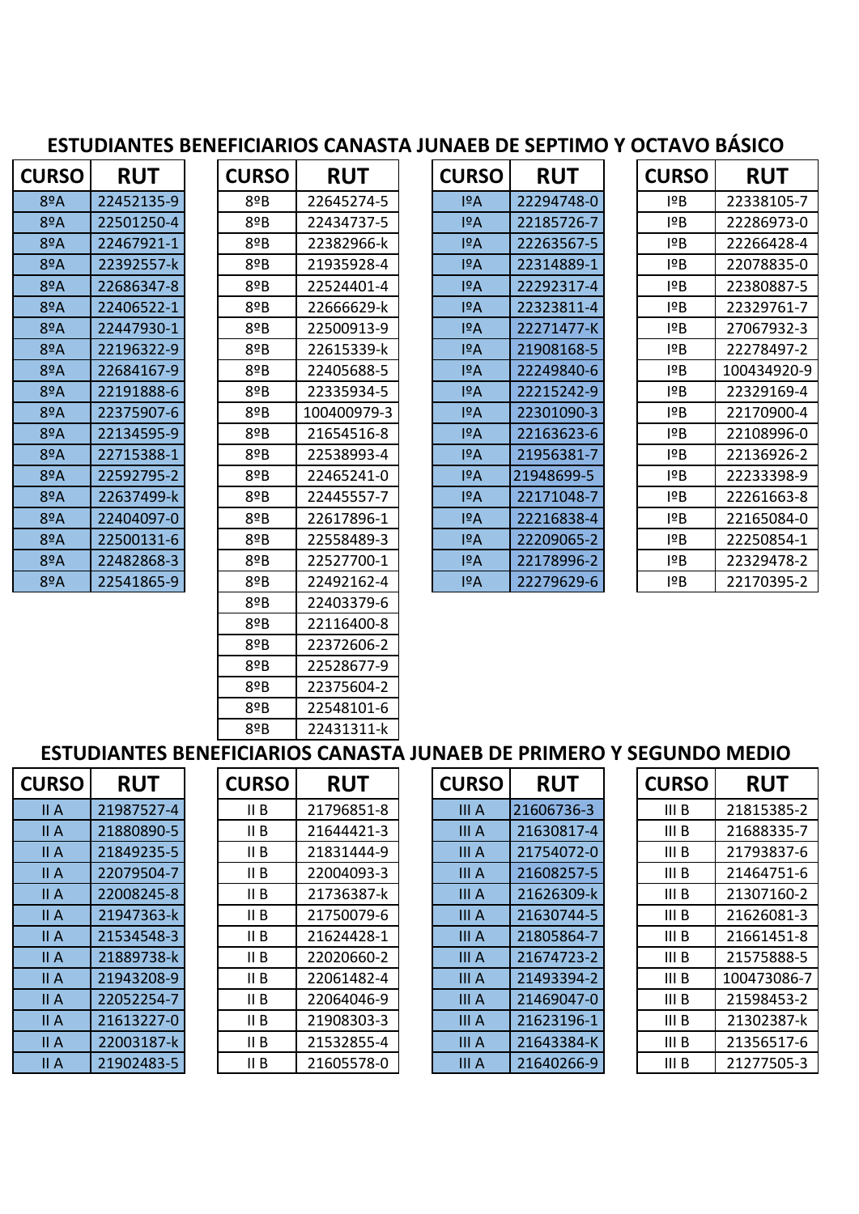## ESTUDIANTES BENEFICIARIOS CANASTA JUNAEB DE SEPTIMO Y OCTAVO BÁSICO

| CURSO | RUT |
|---|---|
| 8ºA | 22452135-9 |
| 8ºA | 22501250-4 |
| 8ºA | 22467921-1 |
| 8ºA | 22392557-k |
| 8ºA | 22686347-8 |
| 8ºA | 22406522-1 |
| 8ºA | 22447930-1 |
| 8ºA | 22196322-9 |
| 8ºA | 22684167-9 |
| 8ºA | 22191888-6 |
| 8ºA | 22375907-6 |
| 8ºA | 22134595-9 |
| 8ºA | 22715388-1 |
| 8ºA | 22592795-2 |
| 8ºA | 22637499-k |
| 8ºA | 22404097-0 |
| 8ºA | 22500131-6 |
| 8ºA | 22482868-3 |
| 8ºA | 22541865-9 |

| CURSO | RUT |
|---|---|
| 8ºB | 22645274-5 |
| 8ºB | 22434737-5 |
| 8ºB | 22382966-k |
| 8ºB | 21935928-4 |
| 8ºB | 22524401-4 |
| 8ºB | 22666629-k |
| 8ºB | 22500913-9 |
| 8ºB | 22615339-k |
| 8ºB | 22405688-5 |
| 8ºB | 22335934-5 |
| 8ºB | 100400979-3 |
| 8ºB | 21654516-8 |
| 8ºB | 22538993-4 |
| 8ºB | 22465241-0 |
| 8ºB | 22445557-7 |
| 8ºB | 22617896-1 |
| 8ºB | 22558489-3 |
| 8ºB | 22527700-1 |
| 8ºB | 22492162-4 |
| 8ºB | 22403379-6 |
| 8ºB | 22116400-8 |
| 8ºB | 22372606-2 |
| 8ºB | 22528677-9 |
| 8ºB | 22375604-2 |
| 8ºB | 22548101-6 |
| 8ºB | 22431311-k |

| CURSO | RUT |
|---|---|
| IºA | 22294748-0 |
| IºA | 22185726-7 |
| IºA | 22263567-5 |
| IºA | 22314889-1 |
| IºA | 22292317-4 |
| IºA | 22323811-4 |
| IºA | 22271477-K |
| IºA | 21908168-5 |
| IºA | 22249840-6 |
| IºA | 22215242-9 |
| IºA | 22301090-3 |
| IºA | 22163623-6 |
| IºA | 21956381-7 |
| IºA | 21948699-5 |
| IºA | 22171048-7 |
| IºA | 22216838-4 |
| IºA | 22209065-2 |
| IºA | 22178996-2 |
| IºA | 22279629-6 |

| CURSO | RUT |
|---|---|
| IºB | 22338105-7 |
| IºB | 22286973-0 |
| IºB | 22266428-4 |
| IºB | 22078835-0 |
| IºB | 22380887-5 |
| IºB | 22329761-7 |
| IºB | 27067932-3 |
| IºB | 22278497-2 |
| IºB | 100434920-9 |
| IºB | 22329169-4 |
| IºB | 22170900-4 |
| IºB | 22108996-0 |
| IºB | 22136926-2 |
| IºB | 22233398-9 |
| IºB | 22261663-8 |
| IºB | 22165084-0 |
| IºB | 22250854-1 |
| IºB | 22329478-2 |
| IºB | 22170395-2 |

## ESTUDIANTES BENEFICIARIOS CANASTA JUNAEB DE PRIMERO Y SEGUNDO MEDIO

| CURSO | RUT |
|---|---|
| II A | 21987527-4 |
| II A | 21880890-5 |
| II A | 21849235-5 |
| II A | 22079504-7 |
| II A | 22008245-8 |
| II A | 21947363-k |
| II A | 21534548-3 |
| II A | 21889738-k |
| II A | 21943208-9 |
| II A | 22052254-7 |
| II A | 21613227-0 |
| II A | 22003187-k |
| II A | 21902483-5 |

| CURSO | RUT |
|---|---|
| II B | 21796851-8 |
| II B | 21644421-3 |
| II B | 21831444-9 |
| II B | 22004093-3 |
| II B | 21736387-k |
| II B | 21750079-6 |
| II B | 21624428-1 |
| II B | 22020660-2 |
| II B | 22061482-4 |
| II B | 22064046-9 |
| II B | 21908303-3 |
| II B | 21532855-4 |
| II B | 21605578-0 |

| CURSO | RUT |
|---|---|
| III A | 21606736-3 |
| III A | 21630817-4 |
| III A | 21754072-0 |
| III A | 21608257-5 |
| III A | 21626309-k |
| III A | 21630744-5 |
| III A | 21805864-7 |
| III A | 21674723-2 |
| III A | 21493394-2 |
| III A | 21469047-0 |
| III A | 21623196-1 |
| III A | 21643384-K |
| III A | 21640266-9 |

| CURSO | RUT |
|---|---|
| III B | 21815385-2 |
| III B | 21688335-7 |
| III B | 21793837-6 |
| III B | 21464751-6 |
| III B | 21307160-2 |
| III B | 21626081-3 |
| III B | 21661451-8 |
| III B | 21575888-5 |
| III B | 100473086-7 |
| III B | 21598453-2 |
| III B | 21302387-k |
| III B | 21356517-6 |
| III B | 21277505-3 |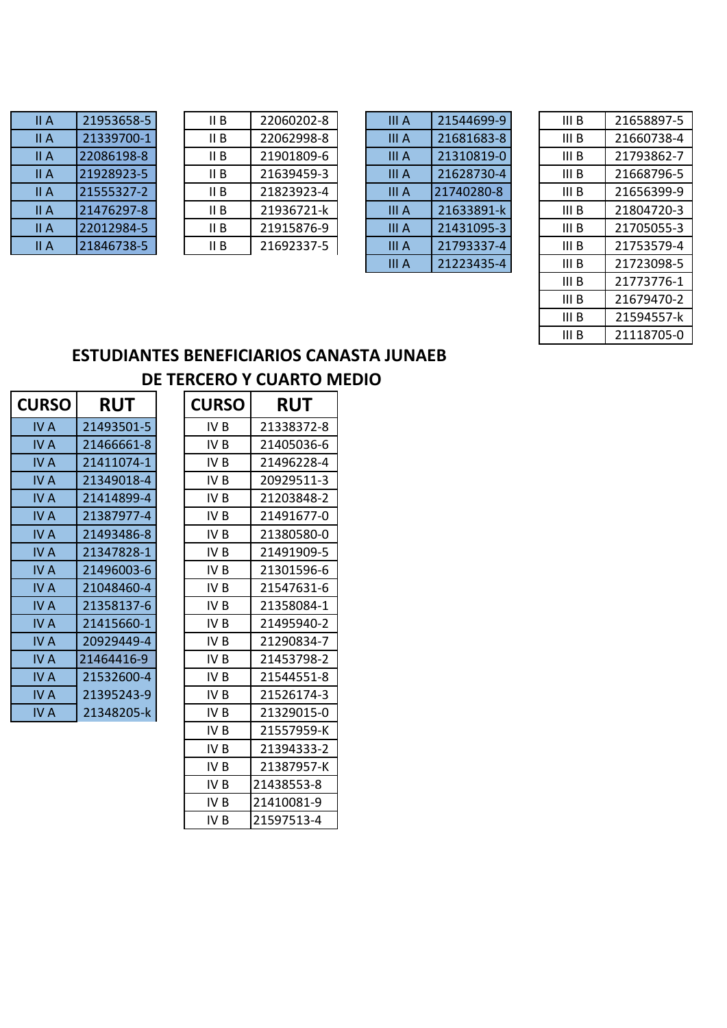| | |
|---|---|
| II A | 21953658-5 |
| II A | 21339700-1 |
| II A | 22086198-8 |
| II A | 21928923-5 |
| II A | 21555327-2 |
| II A | 21476297-8 |
| II A | 22012984-5 |
| II A | 21846738-5 |

| | |
|---|---|
| II B | 22060202-8 |
| II B | 22062998-8 |
| II B | 21901809-6 |
| II B | 21639459-3 |
| II B | 21823923-4 |
| II B | 21936721-k |
| II B | 21915876-9 |
| II B | 21692337-5 |

| | |
|---|---|
| III A | 21544699-9 |
| III A | 21681683-8 |
| III A | 21310819-0 |
| III A | 21628730-4 |
| III A | 21740280-8 |
| III A | 21633891-k |
| III A | 21431095-3 |
| III A | 21793337-4 |
| III A | 21223435-4 |

| | |
|---|---|
| III B | 21658897-5 |
| III B | 21660738-4 |
| III B | 21793862-7 |
| III B | 21668796-5 |
| III B | 21656399-9 |
| III B | 21804720-3 |
| III B | 21705055-3 |
| III B | 21753579-4 |
| III B | 21723098-5 |
| III B | 21773776-1 |
| III B | 21679470-2 |
| III B | 21594557-k |
| III B | 21118705-0 |

## ESTUDIANTES BENEFICIARIOS CANASTA JUNAEB DE TERCERO Y CUARTO MEDIO

| CURSO | RUT |
|---|---|
| IV A | 21493501-5 |
| IV A | 21466661-8 |
| IV A | 21411074-1 |
| IV A | 21349018-4 |
| IV A | 21414899-4 |
| IV A | 21387977-4 |
| IV A | 21493486-8 |
| IV A | 21347828-1 |
| IV A | 21496003-6 |
| IV A | 21048460-4 |
| IV A | 21358137-6 |
| IV A | 21415660-1 |
| IV A | 20929449-4 |
| IV A | 21464416-9 |
| IV A | 21532600-4 |
| IV A | 21395243-9 |
| IV A | 21348205-k |

| CURSO | RUT |
|---|---|
| IV B | 21338372-8 |
| IV B | 21405036-6 |
| IV B | 21496228-4 |
| IV B | 20929511-3 |
| IV B | 21203848-2 |
| IV B | 21491677-0 |
| IV B | 21380580-0 |
| IV B | 21491909-5 |
| IV B | 21301596-6 |
| IV B | 21547631-6 |
| IV B | 21358084-1 |
| IV B | 21495940-2 |
| IV B | 21290834-7 |
| IV B | 21453798-2 |
| IV B | 21544551-8 |
| IV B | 21526174-3 |
| IV B | 21329015-0 |
| IV B | 21557959-K |
| IV B | 21394333-2 |
| IV B | 21387957-K |
| IV B | 21438553-8 |
| IV B | 21410081-9 |
| IV B | 21597513-4 |